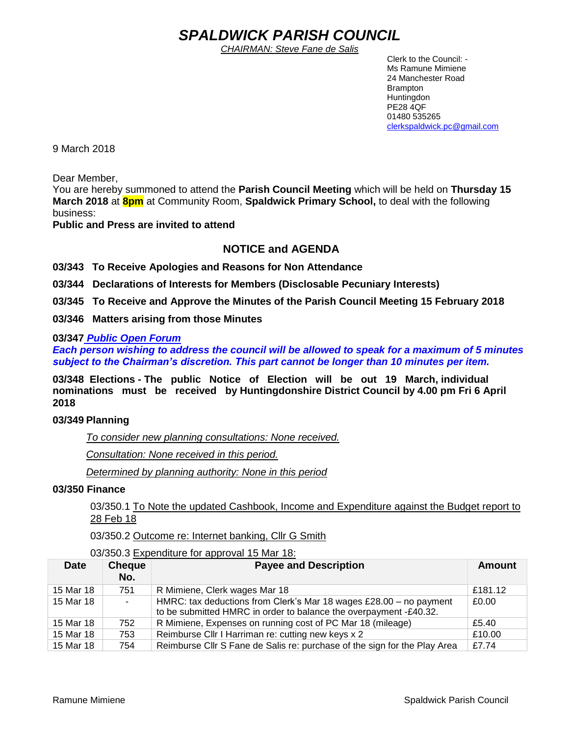# *SPALDWICK PARISH COUNCIL*

*CHAIRMAN: Steve Fane de Salis*

Clerk to the Council: -
Ms Ramune Mimiene
24 Manchester Road
Brampton
Huntingdon
PE28 4QF
01480 535265
clerkspaldwick.pc@gmail.com

9 March 2018

Dear Member,
You are hereby summoned to attend the **Parish Council Meeting** which will be held on **Thursday 15 March 2018** at **8pm** at Community Room, **Spaldwick Primary School,** to deal with the following business:
**Public and Press are invited to attend**

## NOTICE and AGENDA

**03/343 To Receive Apologies and Reasons for Non Attendance**

**03/344 Declarations of Interests for Members (Disclosable Pecuniary Interests)**

**03/345 To Receive and Approve the Minutes of the Parish Council Meeting 15 February 2018**

**03/346 Matters arising from those Minutes**

**03/347** ***Public Open Forum***
***Each person wishing to address the council will be allowed to speak for a maximum of 5 minutes subject to the Chairman's discretion. This part cannot be longer than 10 minutes per item.***

**03/348 Elections - The public Notice of Election will be out 19 March, individual nominations must be received by Huntingdonshire District Council by 4.00 pm Fri 6 April 2018**

**03/349 Planning**

*To consider new planning consultations: None received.*

*Consultation: None received in this period.*

*Determined by planning authority: None in this period*

**03/350 Finance**

03/350.1 To Note the updated Cashbook, Income and Expenditure against the Budget report to 28 Feb 18

03/350.2 Outcome re: Internet banking, Cllr G Smith

03/350.3 Expenditure for approval 15 Mar 18:

| Date | Cheque No. | Payee and Description | Amount |
|---|---|---|---|
| 15 Mar 18 | 751 | R Mimiene, Clerk wages Mar 18 | £181.12 |
| 15 Mar 18 | - | HMRC: tax deductions from Clerk's Mar 18 wages £28.00 – no payment to be submitted HMRC in order to balance the overpayment -£40.32. | £0.00 |
| 15 Mar 18 | 752 | R Mimiene, Expenses on running cost of PC Mar 18 (mileage) | £5.40 |
| 15 Mar 18 | 753 | Reimburse Cllr I Harriman re: cutting new keys x 2 | £10.00 |
| 15 Mar 18 | 754 | Reimburse Cllr S Fane de Salis re: purchase of the sign for the Play Area | £7.74 |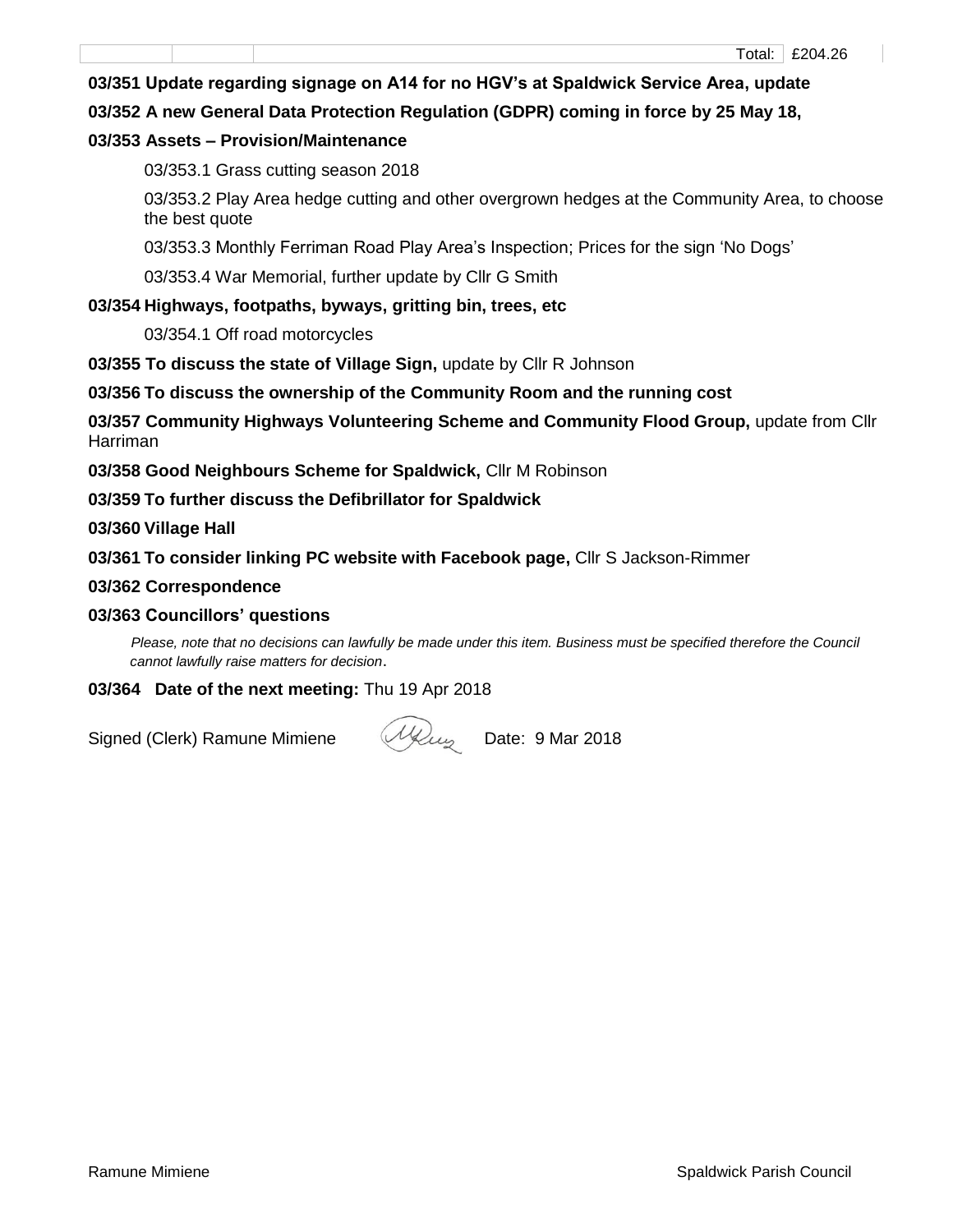| | | | |
|---|---|---|---|
| | | Total: | £204.26 |

**03/351 Update regarding signage on A14 for no HGV's at Spaldwick Service Area, update**

**03/352 A new General Data Protection Regulation (GDPR) coming in force by 25 May 18,**

**03/353 Assets – Provision/Maintenance**

03/353.1 Grass cutting season 2018

03/353.2 Play Area hedge cutting and other overgrown hedges at the Community Area, to choose the best quote

03/353.3 Monthly Ferriman Road Play Area's Inspection; Prices for the sign 'No Dogs'

03/353.4 War Memorial, further update by Cllr G Smith

**03/354 Highways, footpaths, byways, gritting bin, trees, etc**

03/354.1 Off road motorcycles

**03/355 To discuss the state of Village Sign,** update by Cllr R Johnson

**03/356 To discuss the ownership of the Community Room and the running cost**

**03/357 Community Highways Volunteering Scheme and Community Flood Group,** update from Cllr Harriman

**03/358 Good Neighbours Scheme for Spaldwick,** Cllr M Robinson

**03/359 To further discuss the Defibrillator for Spaldwick**

**03/360 Village Hall**

**03/361 To consider linking PC website with Facebook page,** Cllr S Jackson-Rimmer

**03/362 Correspondence**

**03/363 Councillors' questions**

*Please, note that no decisions can lawfully be made under this item. Business must be specified therefore the Council cannot lawfully raise matters for decision*.

**03/364 Date of the next meeting:** Thu 19 Apr 2018

Signed (Clerk) Ramune Mimiene Date: 9 Mar 2018